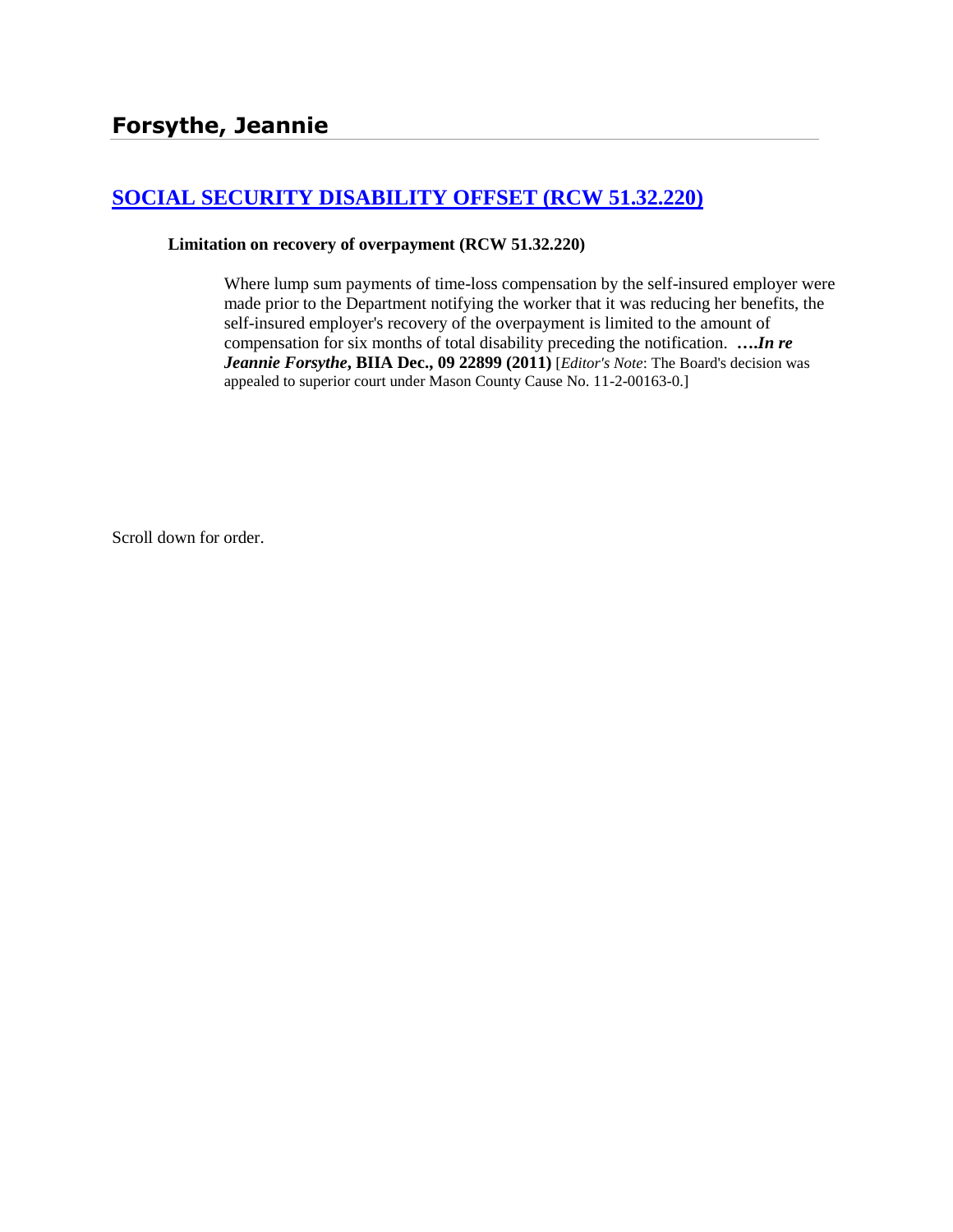# Forsythe, Jeannie

## [SOCIAL SECURITY DISABILITY OFFSET (RCW 51.32.220)](#)

**Limitation on recovery of overpayment (RCW 51.32.220)**

> Where lump sum payments of time-loss compensation by the self-insured employer were made prior to the Department notifying the worker that it was reducing her benefits, the self-insured employer's recovery of the overpayment is limited to the amount of compensation for six months of total disability preceding the notification. ***….In re Jeannie Forsythe*, BIIA Dec., 09 22899 (2011)** [*Editor's Note*: The Board's decision was appealed to superior court under Mason County Cause No. 11-2-00163-0.]

Scroll down for order.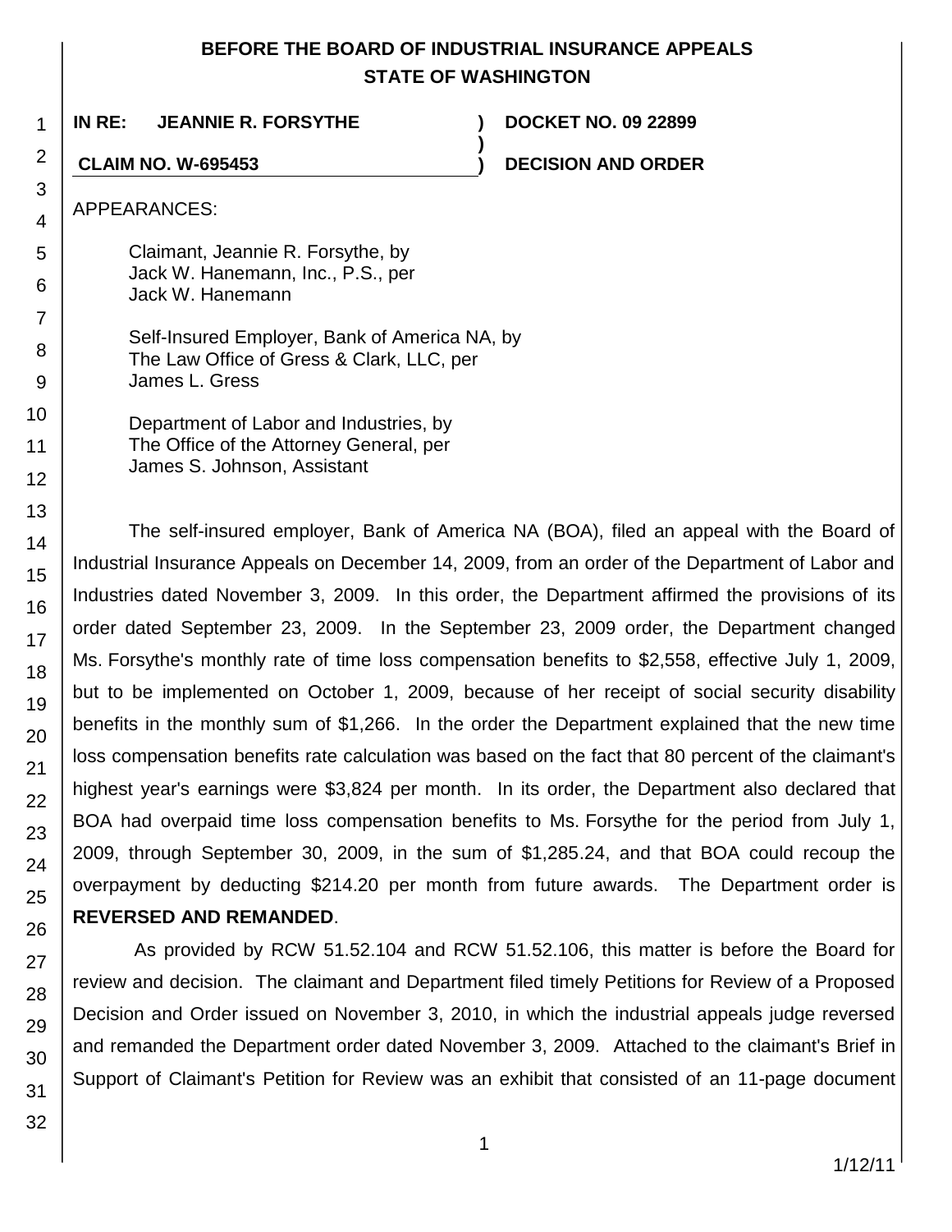**BEFORE THE BOARD OF INDUSTRIAL INSURANCE APPEALS**
**STATE OF WASHINGTON**

| | | |
|---|---|---|
| **IN RE: JEANNIE R. FORSYTHE** | **)** | **DOCKET NO. 09 22899** |
| | **)** | |
| **CLAIM NO. W-695453** | **)** | **DECISION AND ORDER** |

APPEARANCES:

Claimant, Jeannie R. Forsythe, by
Jack W. Hanemann, Inc., P.S., per
Jack W. Hanemann

Self-Insured Employer, Bank of America NA, by
The Law Office of Gress & Clark, LLC, per
James L. Gress

Department of Labor and Industries, by
The Office of the Attorney General, per
James S. Johnson, Assistant

The self-insured employer, Bank of America NA (BOA), filed an appeal with the Board of Industrial Insurance Appeals on December 14, 2009, from an order of the Department of Labor and Industries dated November 3, 2009. In this order, the Department affirmed the provisions of its order dated September 23, 2009. In the September 23, 2009 order, the Department changed Ms. Forsythe's monthly rate of time loss compensation benefits to $2,558, effective July 1, 2009, but to be implemented on October 1, 2009, because of her receipt of social security disability benefits in the monthly sum of $1,266. In the order the Department explained that the new time loss compensation benefits rate calculation was based on the fact that 80 percent of the claimant's highest year's earnings were $3,824 per month. In its order, the Department also declared that BOA had overpaid time loss compensation benefits to Ms. Forsythe for the period from July 1, 2009, through September 30, 2009, in the sum of $1,285.24, and that BOA could recoup the overpayment by deducting $214.20 per month from future awards. The Department order is **REVERSED AND REMANDED**.

As provided by RCW 51.52.104 and RCW 51.52.106, this matter is before the Board for review and decision. The claimant and Department filed timely Petitions for Review of a Proposed Decision and Order issued on November 3, 2010, in which the industrial appeals judge reversed and remanded the Department order dated November 3, 2009. Attached to the claimant's Brief in Support of Claimant's Petition for Review was an exhibit that consisted of an 11-page document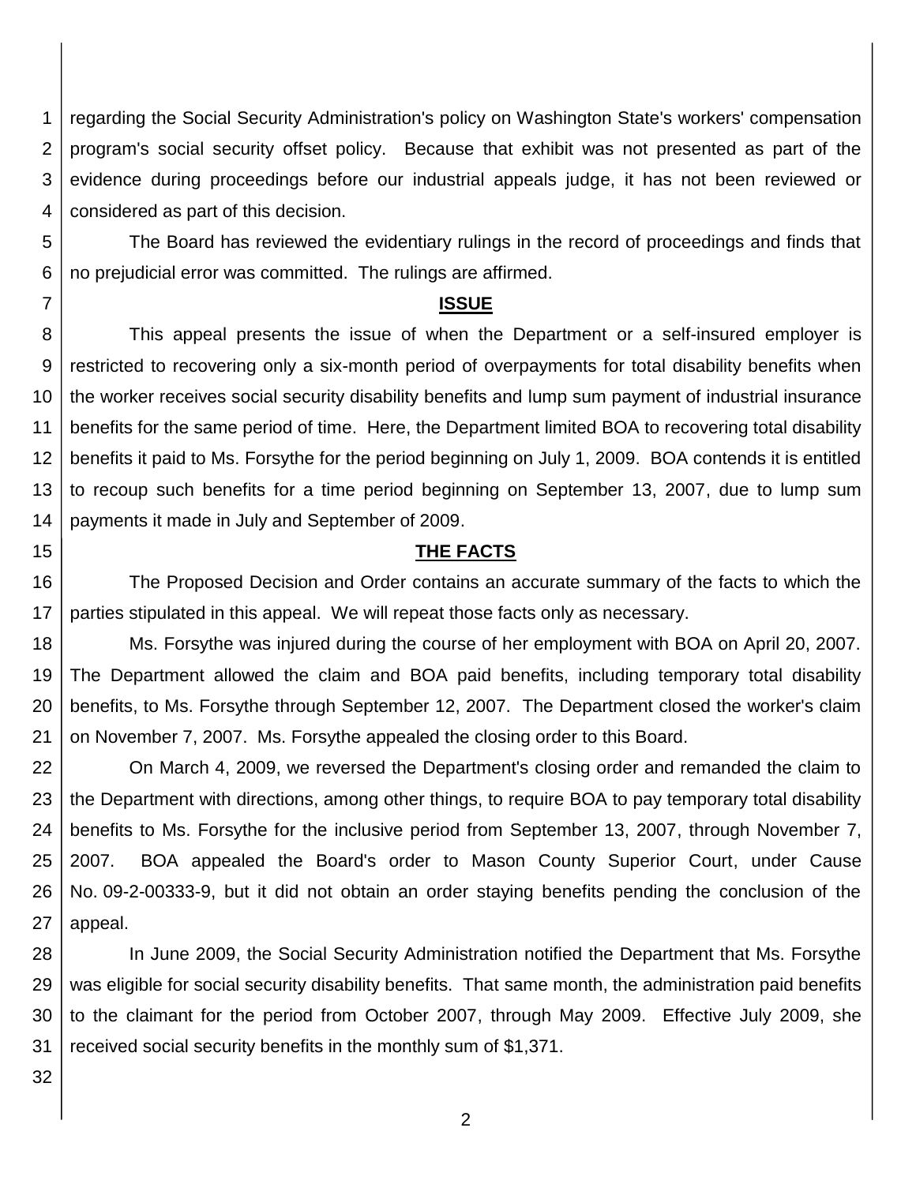regarding the Social Security Administration's policy on Washington State's workers' compensation program's social security offset policy. Because that exhibit was not presented as part of the evidence during proceedings before our industrial appeals judge, it has not been reviewed or considered as part of this decision.

The Board has reviewed the evidentiary rulings in the record of proceedings and finds that no prejudicial error was committed. The rulings are affirmed.

## ISSUE

This appeal presents the issue of when the Department or a self-insured employer is restricted to recovering only a six-month period of overpayments for total disability benefits when the worker receives social security disability benefits and lump sum payment of industrial insurance benefits for the same period of time. Here, the Department limited BOA to recovering total disability benefits it paid to Ms. Forsythe for the period beginning on July 1, 2009. BOA contends it is entitled to recoup such benefits for a time period beginning on September 13, 2007, due to lump sum payments it made in July and September of 2009.

## THE FACTS

The Proposed Decision and Order contains an accurate summary of the facts to which the parties stipulated in this appeal. We will repeat those facts only as necessary.

Ms. Forsythe was injured during the course of her employment with BOA on April 20, 2007. The Department allowed the claim and BOA paid benefits, including temporary total disability benefits, to Ms. Forsythe through September 12, 2007. The Department closed the worker's claim on November 7, 2007. Ms. Forsythe appealed the closing order to this Board.

On March 4, 2009, we reversed the Department's closing order and remanded the claim to the Department with directions, among other things, to require BOA to pay temporary total disability benefits to Ms. Forsythe for the inclusive period from September 13, 2007, through November 7, 2007. BOA appealed the Board's order to Mason County Superior Court, under Cause No. 09-2-00333-9, but it did not obtain an order staying benefits pending the conclusion of the appeal.

In June 2009, the Social Security Administration notified the Department that Ms. Forsythe was eligible for social security disability benefits. That same month, the administration paid benefits to the claimant for the period from October 2007, through May 2009. Effective July 2009, she received social security benefits in the monthly sum of $1,371.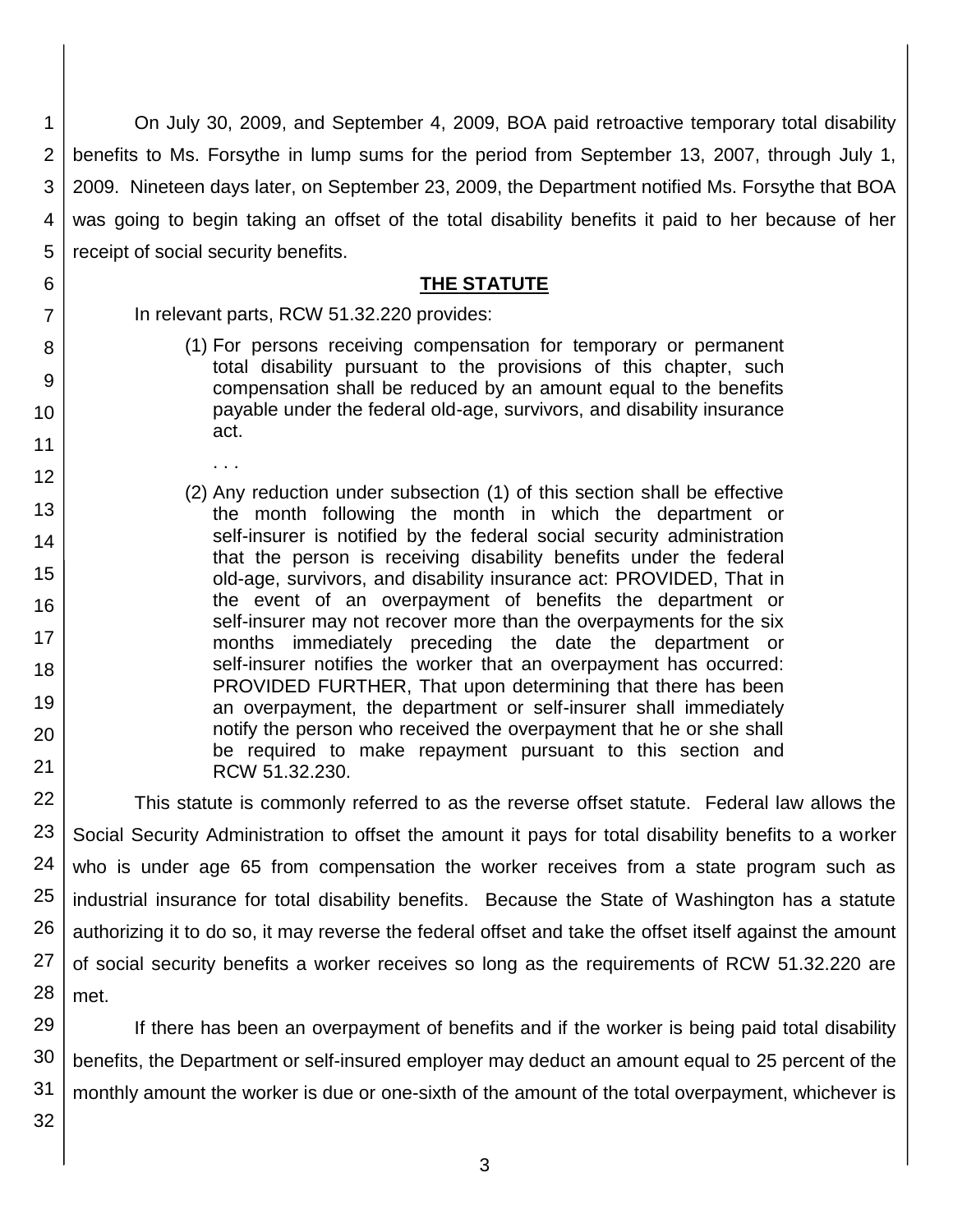On July 30, 2009, and September 4, 2009, BOA paid retroactive temporary total disability benefits to Ms. Forsythe in lump sums for the period from September 13, 2007, through July 1, 2009. Nineteen days later, on September 23, 2009, the Department notified Ms. Forsythe that BOA was going to begin taking an offset of the total disability benefits it paid to her because of her receipt of social security benefits.

## THE STATUTE

In relevant parts, RCW 51.32.220 provides:

> (1) For persons receiving compensation for temporary or permanent total disability pursuant to the provisions of this chapter, such compensation shall be reduced by an amount equal to the benefits payable under the federal old-age, survivors, and disability insurance act.
>
> . . .
>
> (2) Any reduction under subsection (1) of this section shall be effective the month following the month in which the department or self-insurer is notified by the federal social security administration that the person is receiving disability benefits under the federal old-age, survivors, and disability insurance act: PROVIDED, That in the event of an overpayment of benefits the department or self-insurer may not recover more than the overpayments for the six months immediately preceding the date the department or self-insurer notifies the worker that an overpayment has occurred: PROVIDED FURTHER, That upon determining that there has been an overpayment, the department or self-insurer shall immediately notify the person who received the overpayment that he or she shall be required to make repayment pursuant to this section and RCW 51.32.230.

This statute is commonly referred to as the reverse offset statute. Federal law allows the Social Security Administration to offset the amount it pays for total disability benefits to a worker who is under age 65 from compensation the worker receives from a state program such as industrial insurance for total disability benefits. Because the State of Washington has a statute authorizing it to do so, it may reverse the federal offset and take the offset itself against the amount of social security benefits a worker receives so long as the requirements of RCW 51.32.220 are met.

If there has been an overpayment of benefits and if the worker is being paid total disability benefits, the Department or self-insured employer may deduct an amount equal to 25 percent of the monthly amount the worker is due or one-sixth of the amount of the total overpayment, whichever is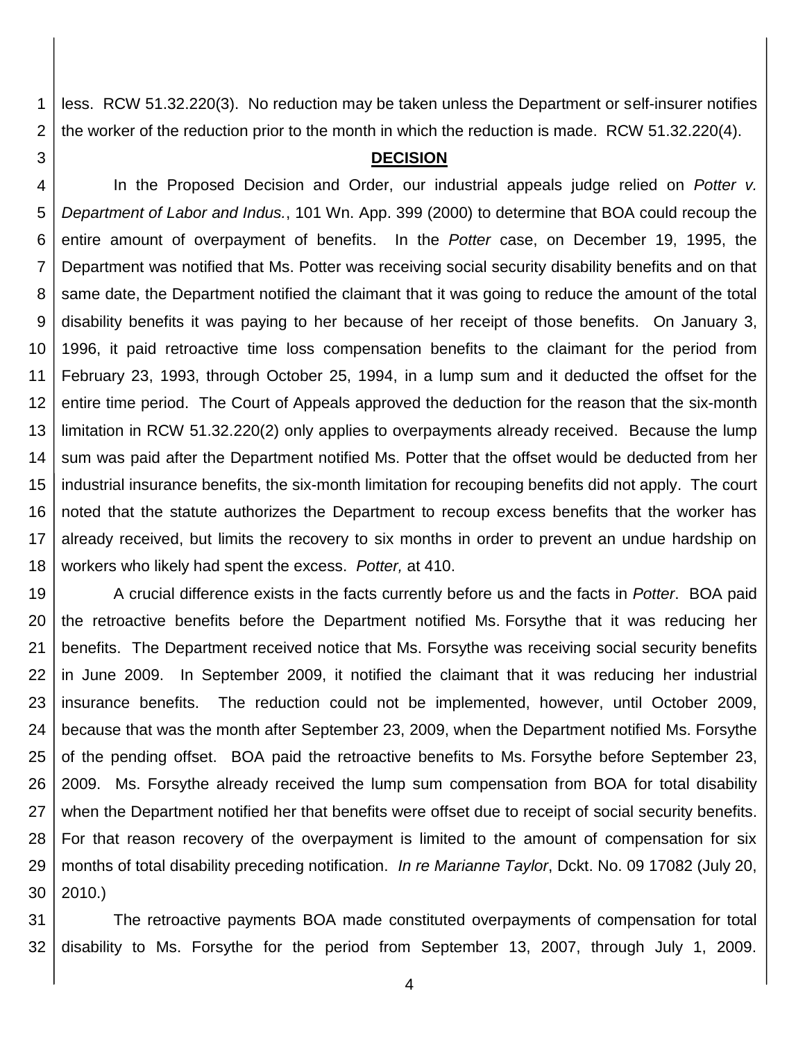less. RCW 51.32.220(3). No reduction may be taken unless the Department or self-insurer notifies the worker of the reduction prior to the month in which the reduction is made. RCW 51.32.220(4).

## DECISION

In the Proposed Decision and Order, our industrial appeals judge relied on *Potter v. Department of Labor and Indus.*, 101 Wn. App. 399 (2000) to determine that BOA could recoup the entire amount of overpayment of benefits. In the *Potter* case, on December 19, 1995, the Department was notified that Ms. Potter was receiving social security disability benefits and on that same date, the Department notified the claimant that it was going to reduce the amount of the total disability benefits it was paying to her because of her receipt of those benefits. On January 3, 1996, it paid retroactive time loss compensation benefits to the claimant for the period from February 23, 1993, through October 25, 1994, in a lump sum and it deducted the offset for the entire time period. The Court of Appeals approved the deduction for the reason that the six-month limitation in RCW 51.32.220(2) only applies to overpayments already received. Because the lump sum was paid after the Department notified Ms. Potter that the offset would be deducted from her industrial insurance benefits, the six-month limitation for recouping benefits did not apply. The court noted that the statute authorizes the Department to recoup excess benefits that the worker has already received, but limits the recovery to six months in order to prevent an undue hardship on workers who likely had spent the excess. *Potter,* at 410.

A crucial difference exists in the facts currently before us and the facts in *Potter*. BOA paid the retroactive benefits before the Department notified Ms. Forsythe that it was reducing her benefits. The Department received notice that Ms. Forsythe was receiving social security benefits in June 2009. In September 2009, it notified the claimant that it was reducing her industrial insurance benefits. The reduction could not be implemented, however, until October 2009, because that was the month after September 23, 2009, when the Department notified Ms. Forsythe of the pending offset. BOA paid the retroactive benefits to Ms. Forsythe before September 23, 2009. Ms. Forsythe already received the lump sum compensation from BOA for total disability when the Department notified her that benefits were offset due to receipt of social security benefits. For that reason recovery of the overpayment is limited to the amount of compensation for six months of total disability preceding notification. *In re Marianne Taylor*, Dckt. No. 09 17082 (July 20, 2010.)

The retroactive payments BOA made constituted overpayments of compensation for total disability to Ms. Forsythe for the period from September 13, 2007, through July 1, 2009.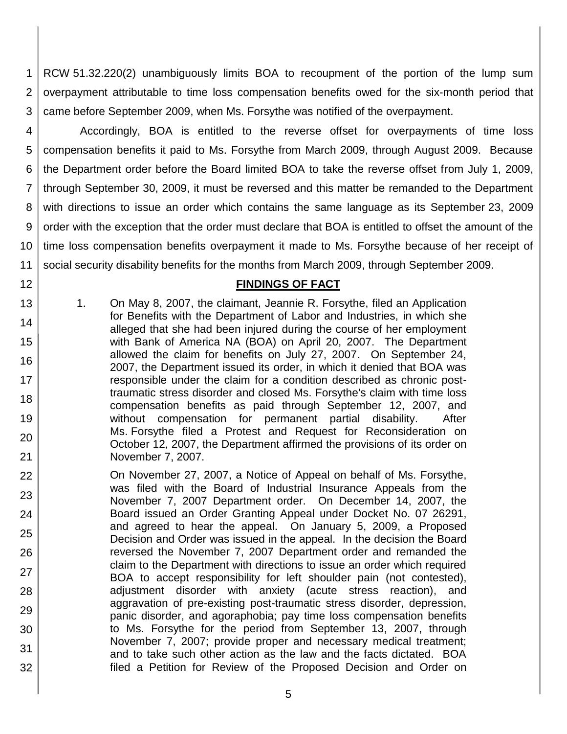RCW 51.32.220(2) unambiguously limits BOA to recoupment of the portion of the lump sum overpayment attributable to time loss compensation benefits owed for the six-month period that came before September 2009, when Ms. Forsythe was notified of the overpayment.

Accordingly, BOA is entitled to the reverse offset for overpayments of time loss compensation benefits it paid to Ms. Forsythe from March 2009, through August 2009. Because the Department order before the Board limited BOA to take the reverse offset from July 1, 2009, through September 30, 2009, it must be reversed and this matter be remanded to the Department with directions to issue an order which contains the same language as its September 23, 2009 order with the exception that the order must declare that BOA is entitled to offset the amount of the time loss compensation benefits overpayment it made to Ms. Forsythe because of her receipt of social security disability benefits for the months from March 2009, through September 2009.

## FINDINGS OF FACT

1. On May 8, 2007, the claimant, Jeannie R. Forsythe, filed an Application for Benefits with the Department of Labor and Industries, in which she alleged that she had been injured during the course of her employment with Bank of America NA (BOA) on April 20, 2007. The Department allowed the claim for benefits on July 27, 2007. On September 24, 2007, the Department issued its order, in which it denied that BOA was responsible under the claim for a condition described as chronic post-traumatic stress disorder and closed Ms. Forsythe's claim with time loss compensation benefits as paid through September 12, 2007, and without compensation for permanent partial disability. After Ms. Forsythe filed a Protest and Request for Reconsideration on October 12, 2007, the Department affirmed the provisions of its order on November 7, 2007.

   On November 27, 2007, a Notice of Appeal on behalf of Ms. Forsythe, was filed with the Board of Industrial Insurance Appeals from the November 7, 2007 Department order. On December 14, 2007, the Board issued an Order Granting Appeal under Docket No. 07 26291, and agreed to hear the appeal. On January 5, 2009, a Proposed Decision and Order was issued in the appeal. In the decision the Board reversed the November 7, 2007 Department order and remanded the claim to the Department with directions to issue an order which required BOA to accept responsibility for left shoulder pain (not contested), adjustment disorder with anxiety (acute stress reaction), and aggravation of pre-existing post-traumatic stress disorder, depression, panic disorder, and agoraphobia; pay time loss compensation benefits to Ms. Forsythe for the period from September 13, 2007, through November 7, 2007; provide proper and necessary medical treatment; and to take such other action as the law and the facts dictated. BOA filed a Petition for Review of the Proposed Decision and Order on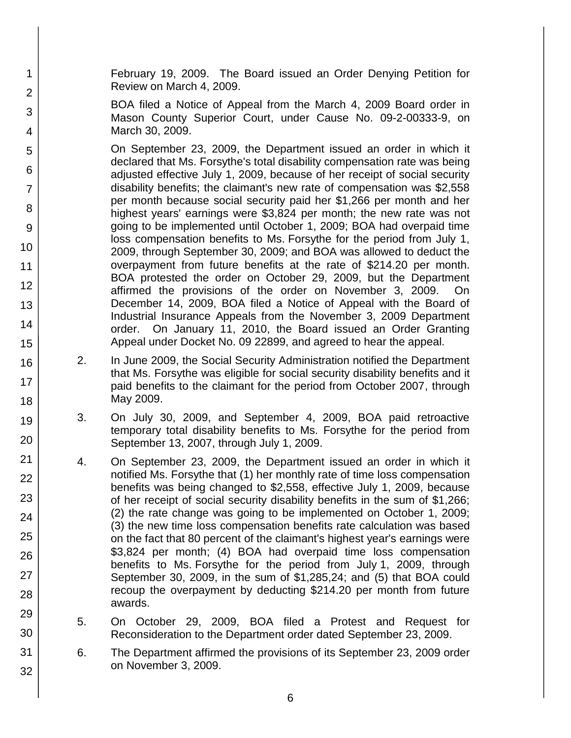February 19, 2009. The Board issued an Order Denying Petition for Review on March 4, 2009.

BOA filed a Notice of Appeal from the March 4, 2009 Board order in Mason County Superior Court, under Cause No. 09-2-00333-9, on March 30, 2009.

On September 23, 2009, the Department issued an order in which it declared that Ms. Forsythe's total disability compensation rate was being adjusted effective July 1, 2009, because of her receipt of social security disability benefits; the claimant's new rate of compensation was $2,558 per month because social security paid her $1,266 per month and her highest years' earnings were $3,824 per month; the new rate was not going to be implemented until October 1, 2009; BOA had overpaid time loss compensation benefits to Ms. Forsythe for the period from July 1, 2009, through September 30, 2009; and BOA was allowed to deduct the overpayment from future benefits at the rate of $214.20 per month. BOA protested the order on October 29, 2009, but the Department affirmed the provisions of the order on November 3, 2009. On December 14, 2009, BOA filed a Notice of Appeal with the Board of Industrial Insurance Appeals from the November 3, 2009 Department order. On January 11, 2010, the Board issued an Order Granting Appeal under Docket No. 09 22899, and agreed to hear the appeal.

2. In June 2009, the Social Security Administration notified the Department that Ms. Forsythe was eligible for social security disability benefits and it paid benefits to the claimant for the period from October 2007, through May 2009.

3. On July 30, 2009, and September 4, 2009, BOA paid retroactive temporary total disability benefits to Ms. Forsythe for the period from September 13, 2007, through July 1, 2009.

4. On September 23, 2009, the Department issued an order in which it notified Ms. Forsythe that (1) her monthly rate of time loss compensation benefits was being changed to $2,558, effective July 1, 2009, because of her receipt of social security disability benefits in the sum of $1,266; (2) the rate change was going to be implemented on October 1, 2009; (3) the new time loss compensation benefits rate calculation was based on the fact that 80 percent of the claimant's highest year's earnings were $3,824 per month; (4) BOA had overpaid time loss compensation benefits to Ms. Forsythe for the period from July 1, 2009, through September 30, 2009, in the sum of $1,285,24; and (5) that BOA could recoup the overpayment by deducting $214.20 per month from future awards.

5. On October 29, 2009, BOA filed a Protest and Request for Reconsideration to the Department order dated September 23, 2009.

6. The Department affirmed the provisions of its September 23, 2009 order on November 3, 2009.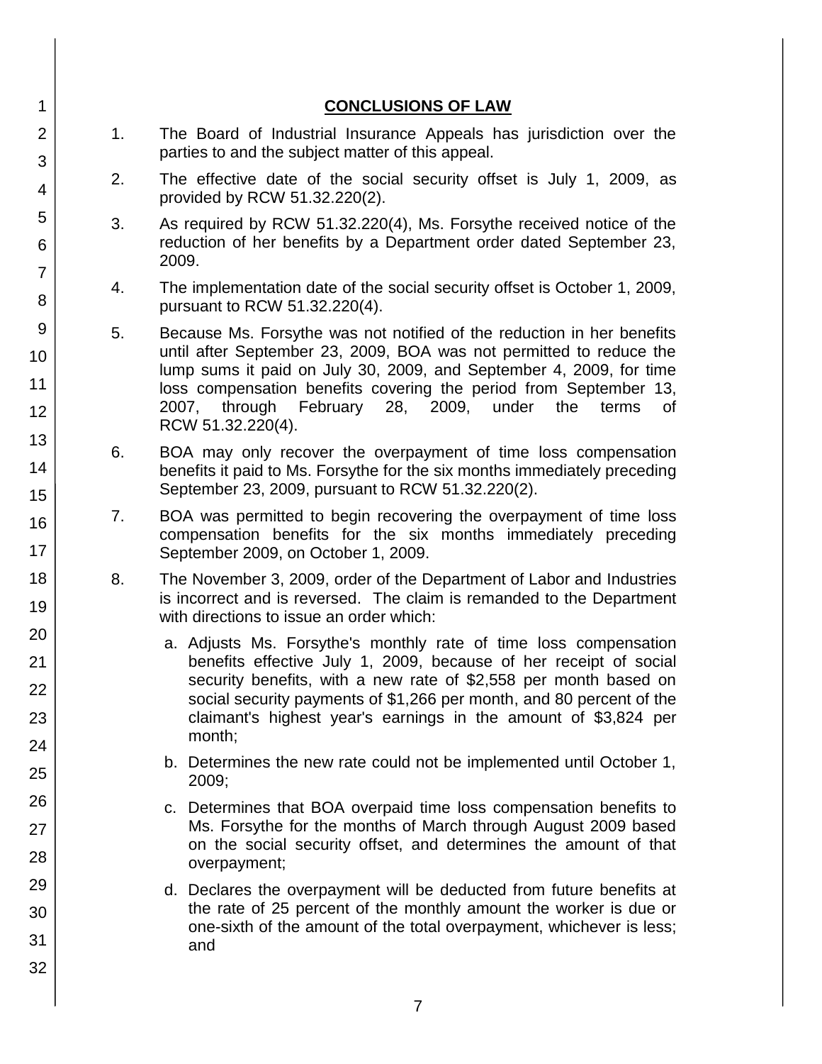## CONCLUSIONS OF LAW

1. The Board of Industrial Insurance Appeals has jurisdiction over the parties to and the subject matter of this appeal.

2. The effective date of the social security offset is July 1, 2009, as provided by RCW 51.32.220(2).

3. As required by RCW 51.32.220(4), Ms. Forsythe received notice of the reduction of her benefits by a Department order dated September 23, 2009.

4. The implementation date of the social security offset is October 1, 2009, pursuant to RCW 51.32.220(4).

5. Because Ms. Forsythe was not notified of the reduction in her benefits until after September 23, 2009, BOA was not permitted to reduce the lump sums it paid on July 30, 2009, and September 4, 2009, for time loss compensation benefits covering the period from September 13, 2007, through February 28, 2009, under the terms of RCW 51.32.220(4).

6. BOA may only recover the overpayment of time loss compensation benefits it paid to Ms. Forsythe for the six months immediately preceding September 23, 2009, pursuant to RCW 51.32.220(2).

7. BOA was permitted to begin recovering the overpayment of time loss compensation benefits for the six months immediately preceding September 2009, on October 1, 2009.

8. The November 3, 2009, order of the Department of Labor and Industries is incorrect and is reversed. The claim is remanded to the Department with directions to issue an order which:

   a. Adjusts Ms. Forsythe's monthly rate of time loss compensation benefits effective July 1, 2009, because of her receipt of social security benefits, with a new rate of $2,558 per month based on social security payments of $1,266 per month, and 80 percent of the claimant's highest year's earnings in the amount of $3,824 per month;

   b. Determines the new rate could not be implemented until October 1, 2009;

   c. Determines that BOA overpaid time loss compensation benefits to Ms. Forsythe for the months of March through August 2009 based on the social security offset, and determines the amount of that overpayment;

   d. Declares the overpayment will be deducted from future benefits at the rate of 25 percent of the monthly amount the worker is due or one-sixth of the amount of the total overpayment, whichever is less; and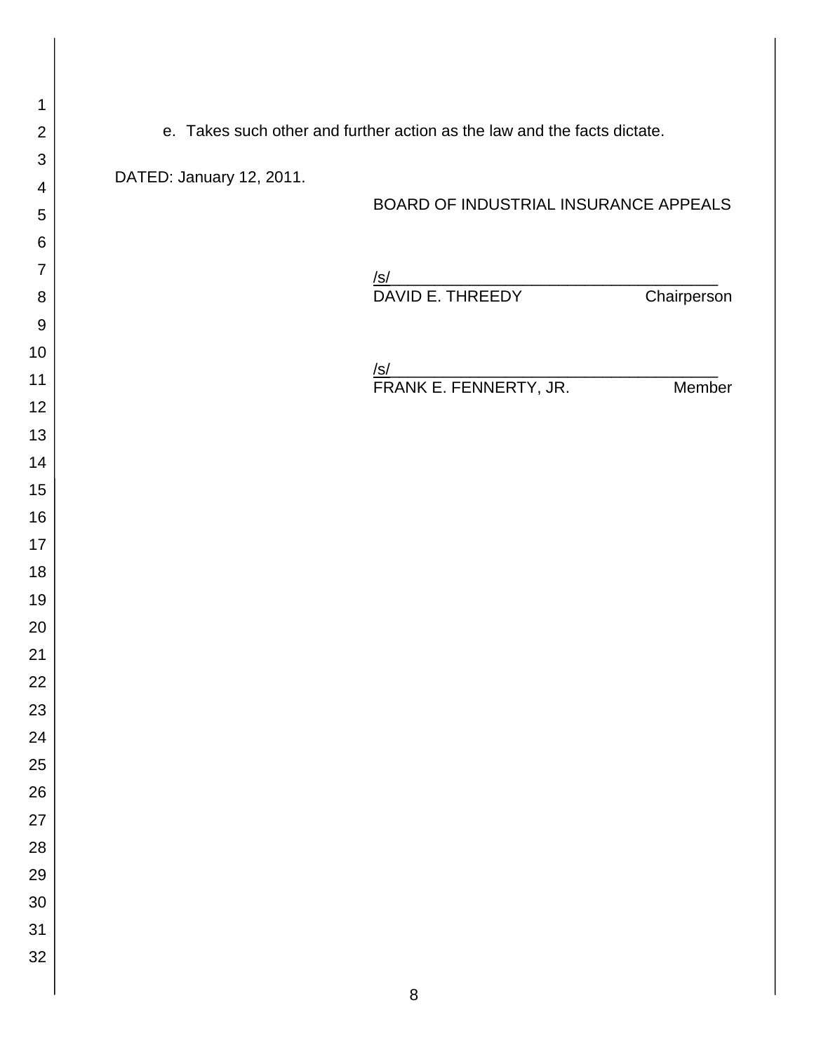e. Takes such other and further action as the law and the facts dictate.

DATED: January 12, 2011.

BOARD OF INDUSTRIAL INSURANCE APPEALS

/s/
DAVID E. THREEDY Chairperson

/s/
FRANK E. FENNERTY, JR. Member